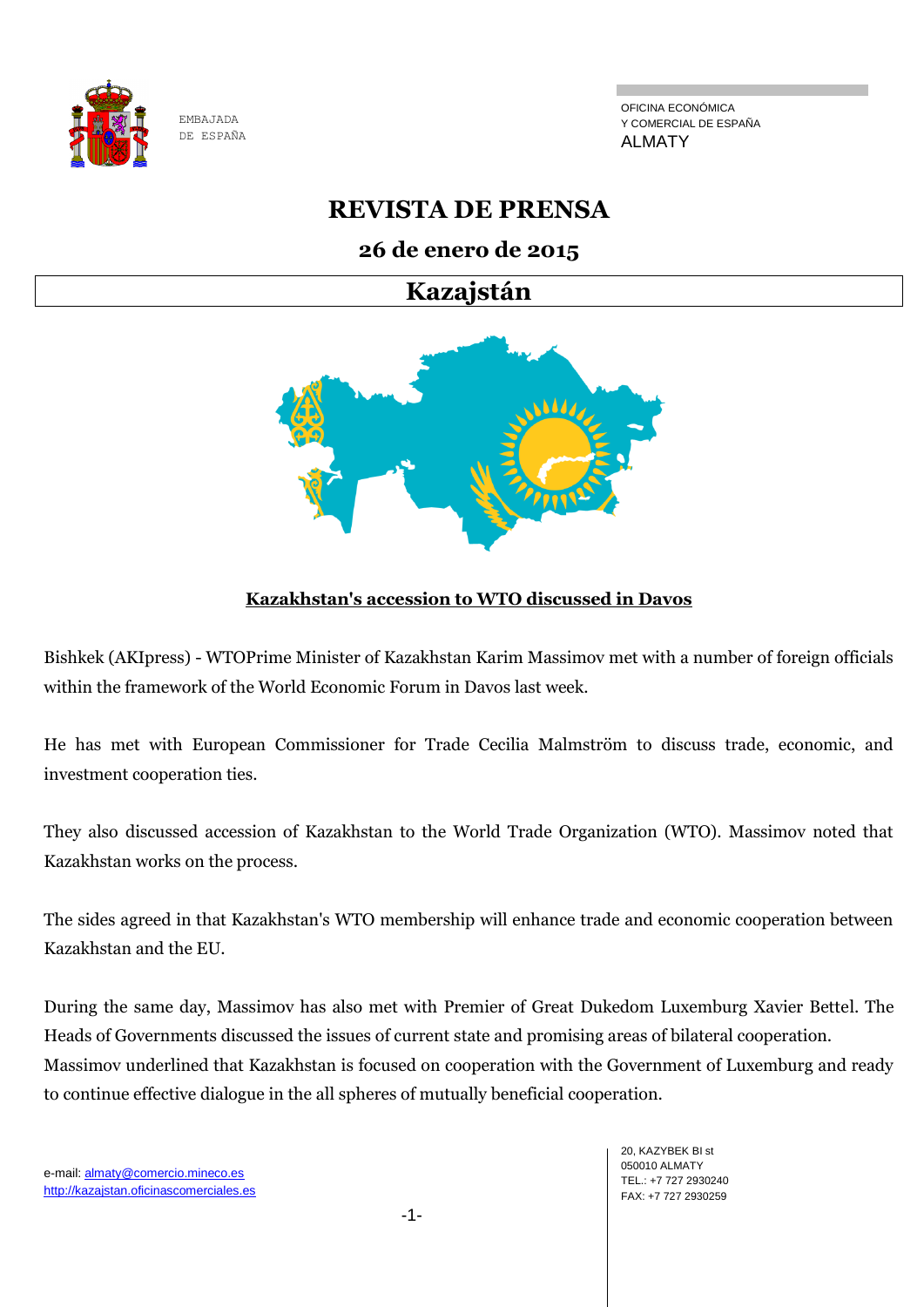EMBAJADA
DE ESPAÑA

OFICINA ECONÓMICA
Y COMERCIAL DE ESPAÑA
ALMATY

# REVISTA DE PRENSA

## 26 de enero de 2015

## Kazajstán

### Kazakhstan's accession to WTO discussed in Davos

Bishkek (AKIpress) - WTOPrime Minister of Kazakhstan Karim Massimov met with a number of foreign officials within the framework of the World Economic Forum in Davos last week.

He has met with European Commissioner for Trade Cecilia Malmström to discuss trade, economic, and investment cooperation ties.

They also discussed accession of Kazakhstan to the World Trade Organization (WTO). Massimov noted that Kazakhstan works on the process.

The sides agreed in that Kazakhstan's WTO membership will enhance trade and economic cooperation between Kazakhstan and the EU.

During the same day, Massimov has also met with Premier of Great Dukedom Luxemburg Xavier Bettel. The Heads of Governments discussed the issues of current state and promising areas of bilateral cooperation. Massimov underlined that Kazakhstan is focused on cooperation with the Government of Luxemburg and ready to continue effective dialogue in the all spheres of mutually beneficial cooperation.

e-mail: almaty@comercio.mineco.es
http://kazajstan.oficinascomerciales.es

20, KAZYBEK BI st
050010 ALMATY
TEL.: +7 727 2930240
FAX: +7 727 2930259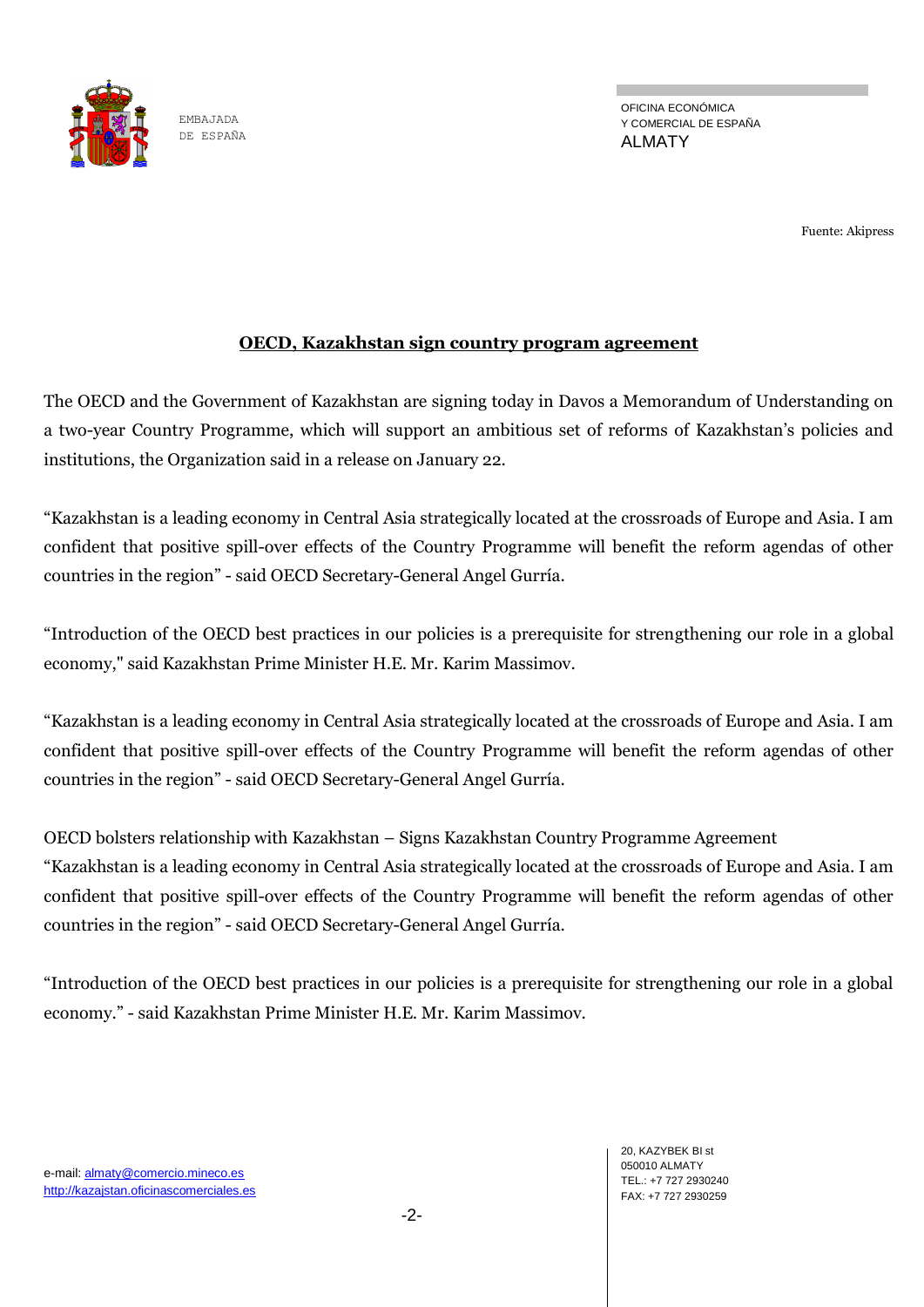Fuente: Akipress

## OECD, Kazakhstan sign country program agreement

The OECD and the Government of Kazakhstan are signing today in Davos a Memorandum of Understanding on a two-year Country Programme, which will support an ambitious set of reforms of Kazakhstan's policies and institutions, the Organization said in a release on January 22.

"Kazakhstan is a leading economy in Central Asia strategically located at the crossroads of Europe and Asia. I am confident that positive spill-over effects of the Country Programme will benefit the reform agendas of other countries in the region" - said OECD Secretary-General Angel Gurría.

"Introduction of the OECD best practices in our policies is a prerequisite for strengthening our role in a global economy," said Kazakhstan Prime Minister H.E. Mr. Karim Massimov.

"Kazakhstan is a leading economy in Central Asia strategically located at the crossroads of Europe and Asia. I am confident that positive spill-over effects of the Country Programme will benefit the reform agendas of other countries in the region" - said OECD Secretary-General Angel Gurría.

OECD bolsters relationship with Kazakhstan – Signs Kazakhstan Country Programme Agreement
"Kazakhstan is a leading economy in Central Asia strategically located at the crossroads of Europe and Asia. I am confident that positive spill-over effects of the Country Programme will benefit the reform agendas of other countries in the region" - said OECD Secretary-General Angel Gurría.

"Introduction of the OECD best practices in our policies is a prerequisite for strengthening our role in a global economy." - said Kazakhstan Prime Minister H.E. Mr. Karim Massimov.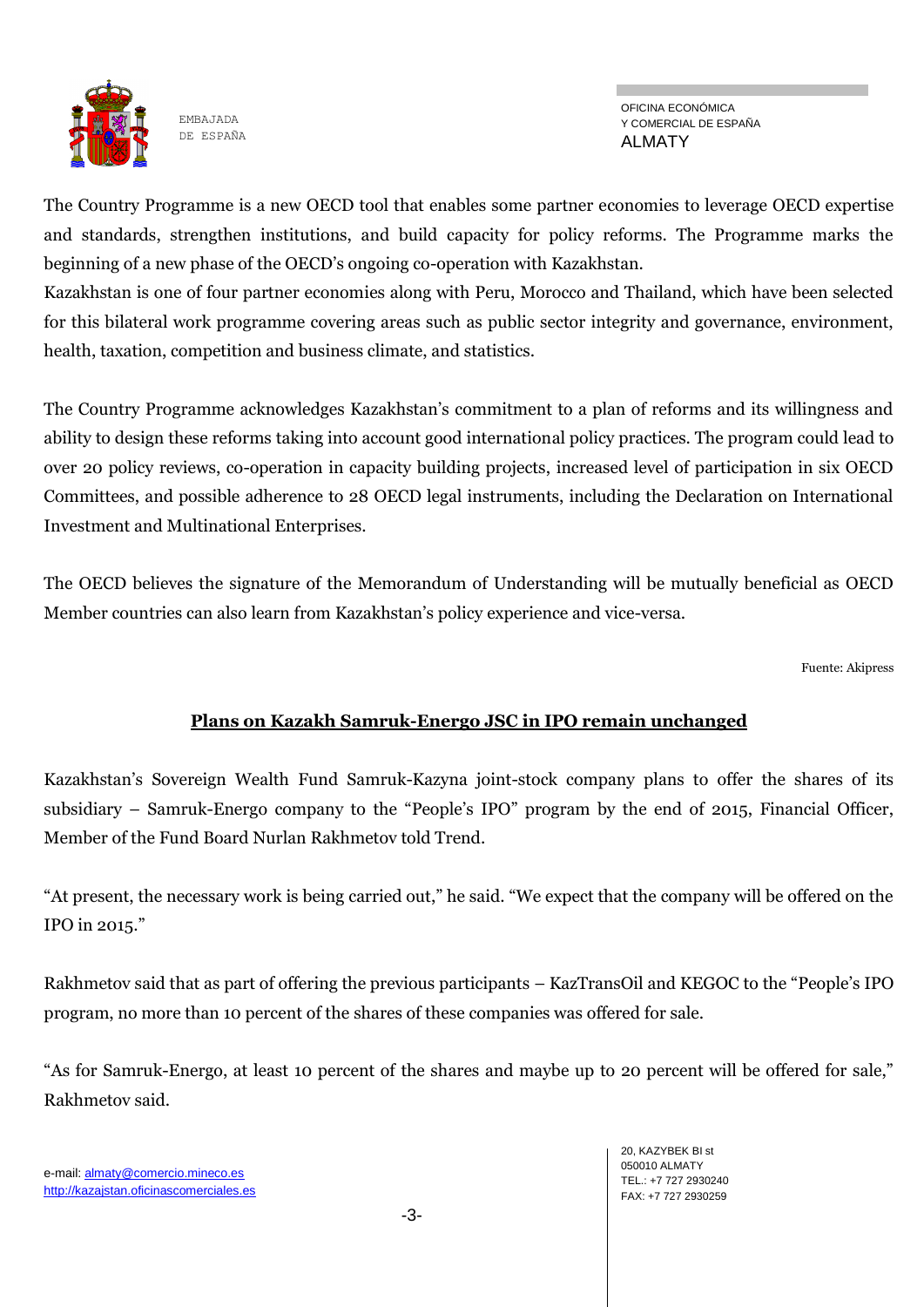The Country Programme is a new OECD tool that enables some partner economies to leverage OECD expertise and standards, strengthen institutions, and build capacity for policy reforms. The Programme marks the beginning of a new phase of the OECD's ongoing co-operation with Kazakhstan.
Kazakhstan is one of four partner economies along with Peru, Morocco and Thailand, which have been selected for this bilateral work programme covering areas such as public sector integrity and governance, environment, health, taxation, competition and business climate, and statistics.

The Country Programme acknowledges Kazakhstan's commitment to a plan of reforms and its willingness and ability to design these reforms taking into account good international policy practices. The program could lead to over 20 policy reviews, co-operation in capacity building projects, increased level of participation in six OECD Committees, and possible adherence to 28 OECD legal instruments, including the Declaration on International Investment and Multinational Enterprises.

The OECD believes the signature of the Memorandum of Understanding will be mutually beneficial as OECD Member countries can also learn from Kazakhstan's policy experience and vice-versa.

Fuente: Akipress

## Plans on Kazakh Samruk-Energo JSC in IPO remain unchanged

Kazakhstan's Sovereign Wealth Fund Samruk-Kazyna joint-stock company plans to offer the shares of its subsidiary – Samruk-Energo company to the "People's IPO" program by the end of 2015, Financial Officer, Member of the Fund Board Nurlan Rakhmetov told Trend.

"At present, the necessary work is being carried out," he said. "We expect that the company will be offered on the IPO in 2015."

Rakhmetov said that as part of offering the previous participants – KazTransOil and KEGOC to the "People's IPO program, no more than 10 percent of the shares of these companies was offered for sale.

"As for Samruk-Energo, at least 10 percent of the shares and maybe up to 20 percent will be offered for sale," Rakhmetov said.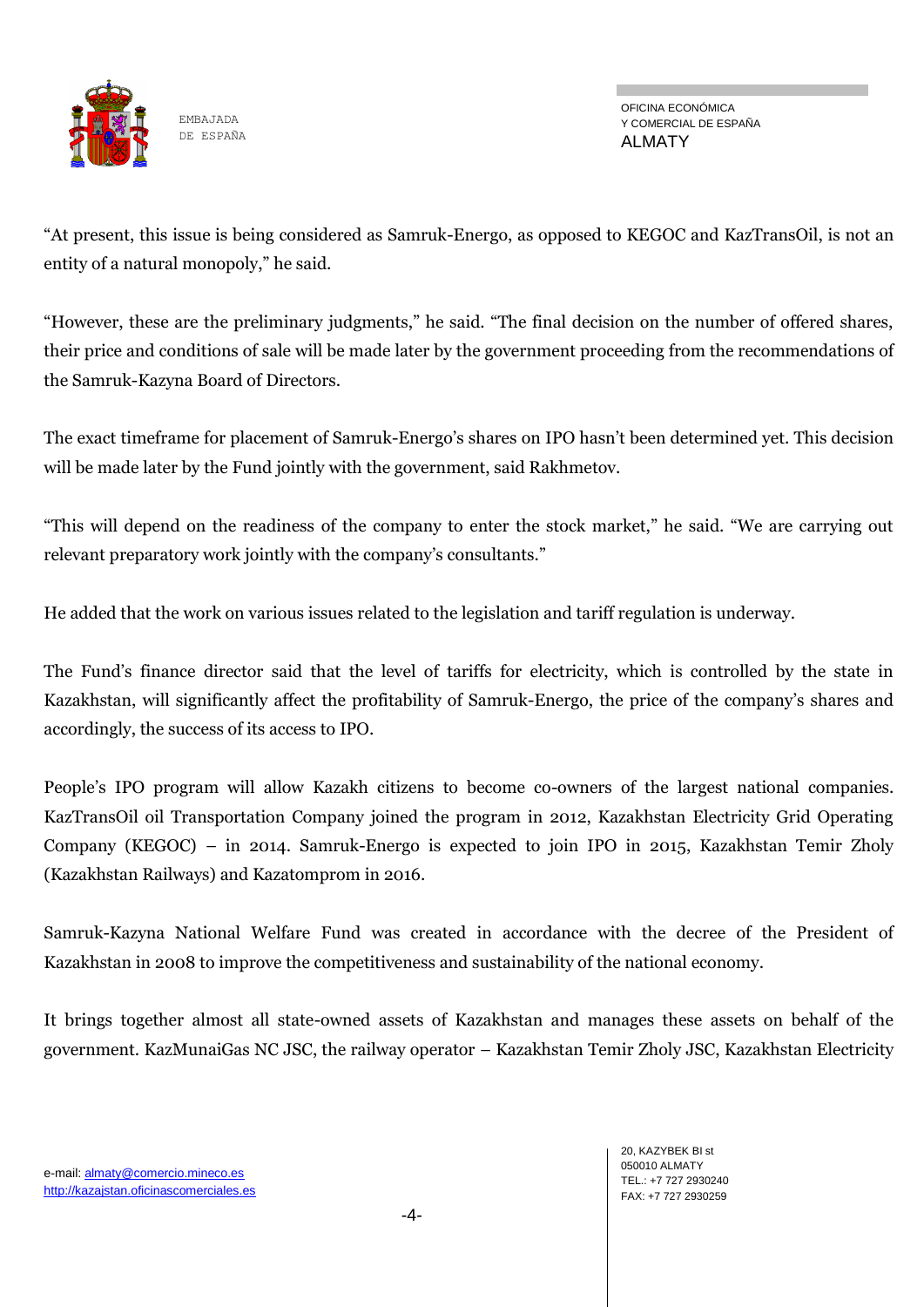"At present, this issue is being considered as Samruk-Energo, as opposed to KEGOC and KazTransOil, is not an entity of a natural monopoly," he said.

"However, these are the preliminary judgments," he said. "The final decision on the number of offered shares, their price and conditions of sale will be made later by the government proceeding from the recommendations of the Samruk-Kazyna Board of Directors.

The exact timeframe for placement of Samruk-Energo's shares on IPO hasn't been determined yet. This decision will be made later by the Fund jointly with the government, said Rakhmetov.

"This will depend on the readiness of the company to enter the stock market," he said. "We are carrying out relevant preparatory work jointly with the company's consultants."

He added that the work on various issues related to the legislation and tariff regulation is underway.

The Fund's finance director said that the level of tariffs for electricity, which is controlled by the state in Kazakhstan, will significantly affect the profitability of Samruk-Energo, the price of the company's shares and accordingly, the success of its access to IPO.

People's IPO program will allow Kazakh citizens to become co-owners of the largest national companies. KazTransOil oil Transportation Company joined the program in 2012, Kazakhstan Electricity Grid Operating Company (KEGOC) – in 2014. Samruk-Energo is expected to join IPO in 2015, Kazakhstan Temir Zholy (Kazakhstan Railways) and Kazatomprom in 2016.

Samruk-Kazyna National Welfare Fund was created in accordance with the decree of the President of Kazakhstan in 2008 to improve the competitiveness and sustainability of the national economy.

It brings together almost all state-owned assets of Kazakhstan and manages these assets on behalf of the government. KazMunaiGas NC JSC, the railway operator – Kazakhstan Temir Zholy JSC, Kazakhstan Electricity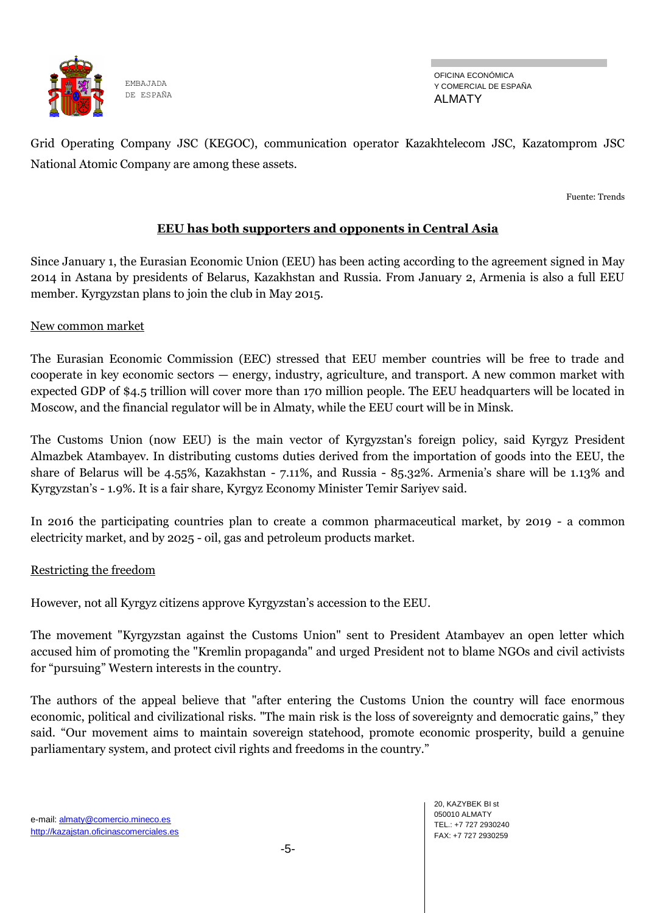Grid Operating Company JSC (KEGOC), communication operator Kazakhtelecom JSC, Kazatomprom JSC National Atomic Company are among these assets.

Fuente: Trends

## EEU has both supporters and opponents in Central Asia

Since January 1, the Eurasian Economic Union (EEU) has been acting according to the agreement signed in May 2014 in Astana by presidents of Belarus, Kazakhstan and Russia. From January 2, Armenia is also a full EEU member. Kyrgyzstan plans to join the club in May 2015.

### New common market

The Eurasian Economic Commission (EEC) stressed that EEU member countries will be free to trade and cooperate in key economic sectors — energy, industry, agriculture, and transport. A new common market with expected GDP of $4.5 trillion will cover more than 170 million people. The EEU headquarters will be located in Moscow, and the financial regulator will be in Almaty, while the EEU court will be in Minsk.

The Customs Union (now EEU) is the main vector of Kyrgyzstan's foreign policy, said Kyrgyz President Almazbek Atambayev. In distributing customs duties derived from the importation of goods into the EEU, the share of Belarus will be 4.55%, Kazakhstan - 7.11%, and Russia - 85.32%. Armenia's share will be 1.13% and Kyrgyzstan's - 1.9%. It is a fair share, Kyrgyz Economy Minister Temir Sariyev said.

In 2016 the participating countries plan to create a common pharmaceutical market, by 2019 - a common electricity market, and by 2025 - oil, gas and petroleum products market.

### Restricting the freedom

However, not all Kyrgyz citizens approve Kyrgyzstan's accession to the EEU.

The movement "Kyrgyzstan against the Customs Union" sent to President Atambayev an open letter which accused him of promoting the "Kremlin propaganda" and urged President not to blame NGOs and civil activists for "pursuing" Western interests in the country.

The authors of the appeal believe that "after entering the Customs Union the country will face enormous economic, political and civilizational risks. "The main risk is the loss of sovereignty and democratic gains," they said. "Our movement aims to maintain sovereign statehood, promote economic prosperity, build a genuine parliamentary system, and protect civil rights and freedoms in the country."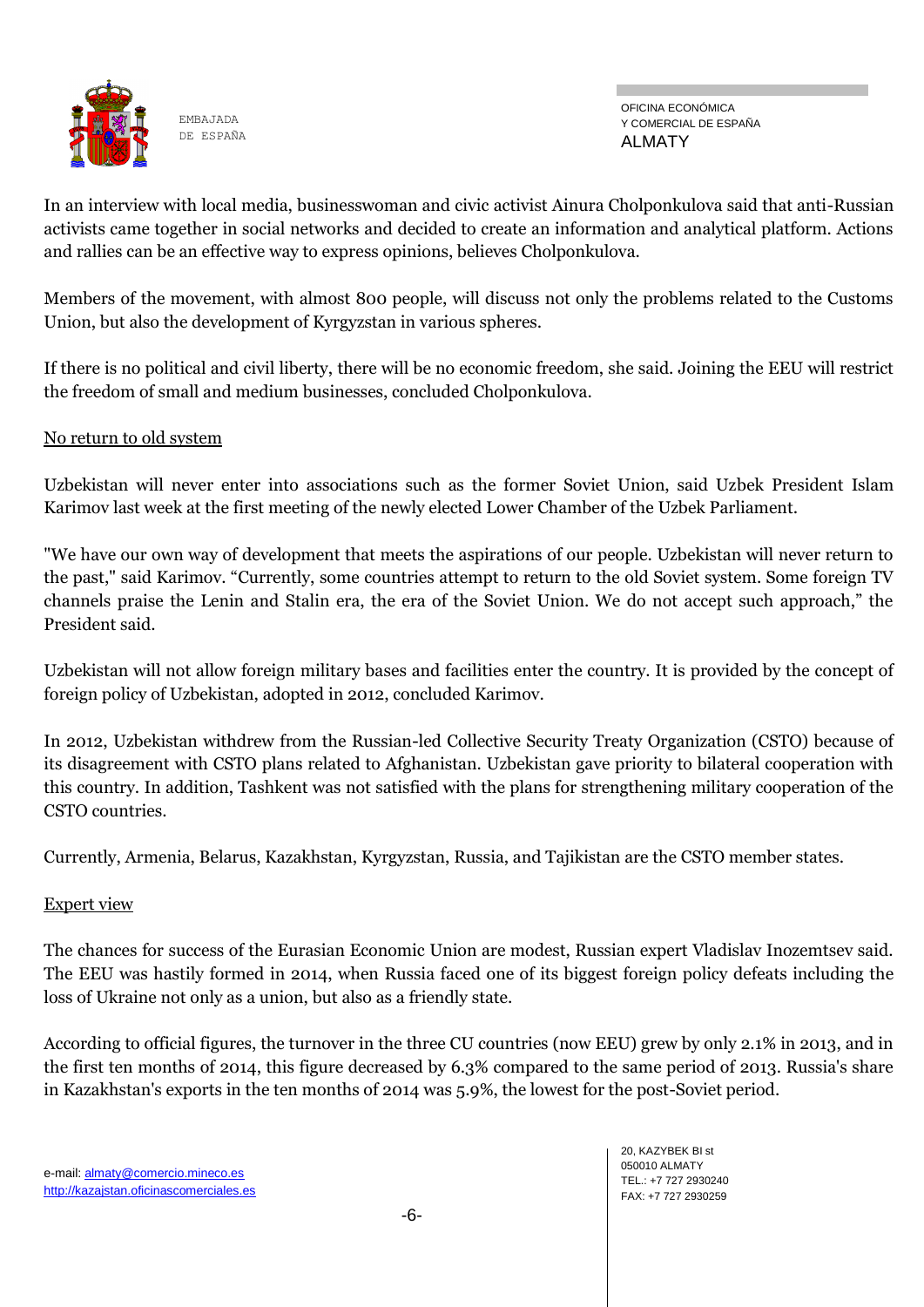In an interview with local media, businesswoman and civic activist Ainura Cholponkulova said that anti-Russian activists came together in social networks and decided to create an information and analytical platform. Actions and rallies can be an effective way to express opinions, believes Cholponkulova.

Members of the movement, with almost 800 people, will discuss not only the problems related to the Customs Union, but also the development of Kyrgyzstan in various spheres.

If there is no political and civil liberty, there will be no economic freedom, she said. Joining the EEU will restrict the freedom of small and medium businesses, concluded Cholponkulova.

### No return to old system

Uzbekistan will never enter into associations such as the former Soviet Union, said Uzbek President Islam Karimov last week at the first meeting of the newly elected Lower Chamber of the Uzbek Parliament.

"We have our own way of development that meets the aspirations of our people. Uzbekistan will never return to the past," said Karimov. "Currently, some countries attempt to return to the old Soviet system. Some foreign TV channels praise the Lenin and Stalin era, the era of the Soviet Union. We do not accept such approach," the President said.

Uzbekistan will not allow foreign military bases and facilities enter the country. It is provided by the concept of foreign policy of Uzbekistan, adopted in 2012, concluded Karimov.

In 2012, Uzbekistan withdrew from the Russian-led Collective Security Treaty Organization (CSTO) because of its disagreement with CSTO plans related to Afghanistan. Uzbekistan gave priority to bilateral cooperation with this country. In addition, Tashkent was not satisfied with the plans for strengthening military cooperation of the CSTO countries.

Currently, Armenia, Belarus, Kazakhstan, Kyrgyzstan, Russia, and Tajikistan are the CSTO member states.

### Expert view

The chances for success of the Eurasian Economic Union are modest, Russian expert Vladislav Inozemtsev said. The EEU was hastily formed in 2014, when Russia faced one of its biggest foreign policy defeats including the loss of Ukraine not only as a union, but also as a friendly state.

According to official figures, the turnover in the three CU countries (now EEU) grew by only 2.1% in 2013, and in the first ten months of 2014, this figure decreased by 6.3% compared to the same period of 2013. Russia's share in Kazakhstan's exports in the ten months of 2014 was 5.9%, the lowest for the post-Soviet period.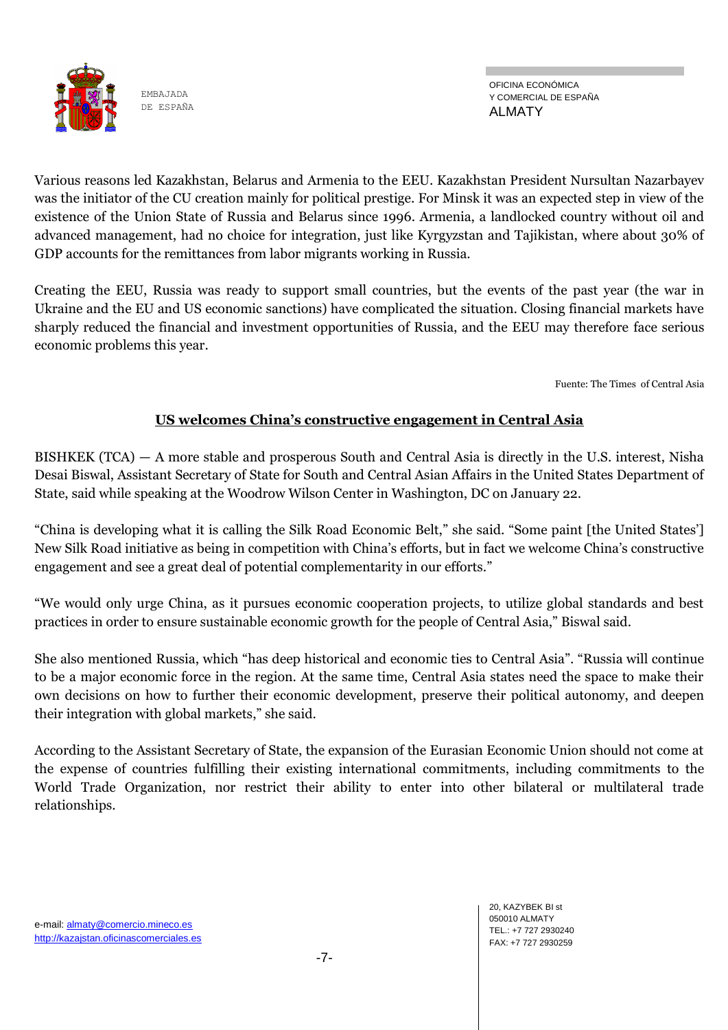Various reasons led Kazakhstan, Belarus and Armenia to the EEU. Kazakhstan President Nursultan Nazarbayev was the initiator of the CU creation mainly for political prestige. For Minsk it was an expected step in view of the existence of the Union State of Russia and Belarus since 1996. Armenia, a landlocked country without oil and advanced management, had no choice for integration, just like Kyrgyzstan and Tajikistan, where about 30% of GDP accounts for the remittances from labor migrants working in Russia.

Creating the EEU, Russia was ready to support small countries, but the events of the past year (the war in Ukraine and the EU and US economic sanctions) have complicated the situation. Closing financial markets have sharply reduced the financial and investment opportunities of Russia, and the EEU may therefore face serious economic problems this year.

Fuente: The Times of Central Asia

## US welcomes China's constructive engagement in Central Asia

BISHKEK (TCA) — A more stable and prosperous South and Central Asia is directly in the U.S. interest, Nisha Desai Biswal, Assistant Secretary of State for South and Central Asian Affairs in the United States Department of State, said while speaking at the Woodrow Wilson Center in Washington, DC on January 22.

"China is developing what it is calling the Silk Road Economic Belt," she said. "Some paint [the United States'] New Silk Road initiative as being in competition with China's efforts, but in fact we welcome China's constructive engagement and see a great deal of potential complementarity in our efforts."

"We would only urge China, as it pursues economic cooperation projects, to utilize global standards and best practices in order to ensure sustainable economic growth for the people of Central Asia," Biswal said.

She also mentioned Russia, which "has deep historical and economic ties to Central Asia". "Russia will continue to be a major economic force in the region. At the same time, Central Asia states need the space to make their own decisions on how to further their economic development, preserve their political autonomy, and deepen their integration with global markets," she said.

According to the Assistant Secretary of State, the expansion of the Eurasian Economic Union should not come at the expense of countries fulfilling their existing international commitments, including commitments to the World Trade Organization, nor restrict their ability to enter into other bilateral or multilateral trade relationships.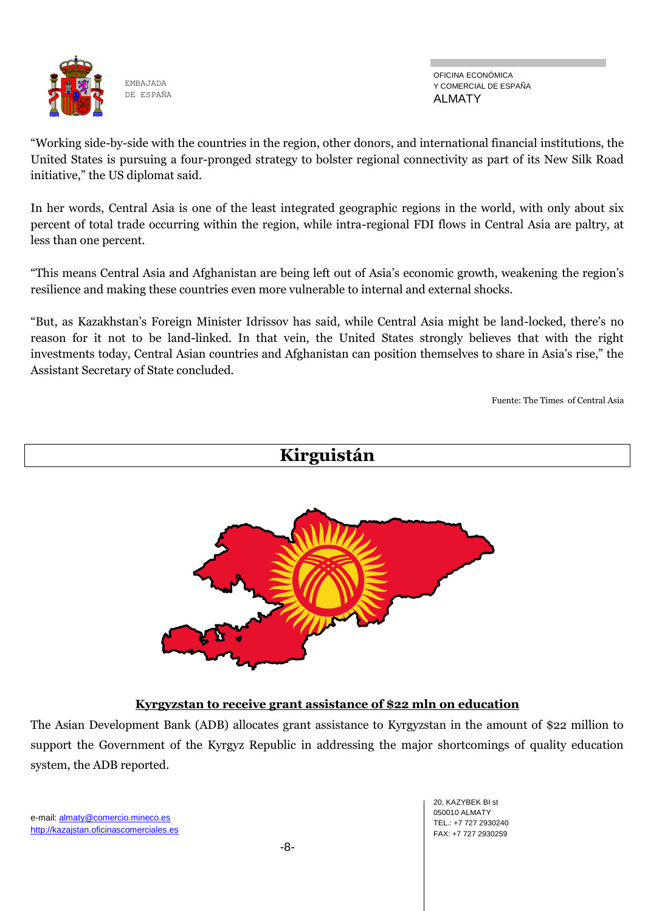"Working side-by-side with the countries in the region, other donors, and international financial institutions, the United States is pursuing a four-pronged strategy to bolster regional connectivity as part of its New Silk Road initiative," the US diplomat said.

In her words, Central Asia is one of the least integrated geographic regions in the world, with only about six percent of total trade occurring within the region, while intra-regional FDI flows in Central Asia are paltry, at less than one percent.

"This means Central Asia and Afghanistan are being left out of Asia's economic growth, weakening the region's resilience and making these countries even more vulnerable to internal and external shocks.

"But, as Kazakhstan's Foreign Minister Idrissov has said, while Central Asia might be land-locked, there's no reason for it not to be land-linked. In that vein, the United States strongly believes that with the right investments today, Central Asian countries and Afghanistan can position themselves to share in Asia's rise," the Assistant Secretary of State concluded.

Fuente: The Times of Central Asia

# Kirguistán

## Kyrgyzstan to receive grant assistance of $22 mln on education

The Asian Development Bank (ADB) allocates grant assistance to Kyrgyzstan in the amount of $22 million to support the Government of the Kyrgyz Republic in addressing the major shortcomings of quality education system, the ADB reported.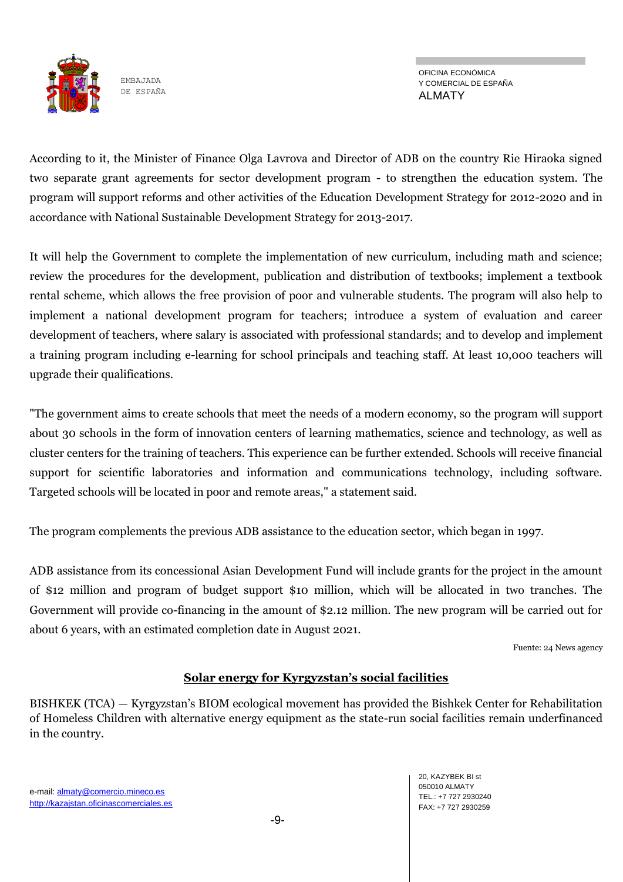According to it, the Minister of Finance Olga Lavrova and Director of ADB on the country Rie Hiraoka signed two separate grant agreements for sector development program - to strengthen the education system. The program will support reforms and other activities of the Education Development Strategy for 2012-2020 and in accordance with National Sustainable Development Strategy for 2013-2017.

It will help the Government to complete the implementation of new curriculum, including math and science; review the procedures for the development, publication and distribution of textbooks; implement a textbook rental scheme, which allows the free provision of poor and vulnerable students. The program will also help to implement a national development program for teachers; introduce a system of evaluation and career development of teachers, where salary is associated with professional standards; and to develop and implement a training program including e-learning for school principals and teaching staff. At least 10,000 teachers will upgrade their qualifications.

"The government aims to create schools that meet the needs of a modern economy, so the program will support about 30 schools in the form of innovation centers of learning mathematics, science and technology, as well as cluster centers for the training of teachers. This experience can be further extended. Schools will receive financial support for scientific laboratories and information and communications technology, including software. Targeted schools will be located in poor and remote areas," a statement said.

The program complements the previous ADB assistance to the education sector, which began in 1997.

ADB assistance from its concessional Asian Development Fund will include grants for the project in the amount of $12 million and program of budget support $10 million, which will be allocated in two tranches. The Government will provide co-financing in the amount of $2.12 million. The new program will be carried out for about 6 years, with an estimated completion date in August 2021.

Fuente: 24 News agency

## Solar energy for Kyrgyzstan's social facilities

BISHKEK (TCA) — Kyrgyzstan's BIOM ecological movement has provided the Bishkek Center for Rehabilitation of Homeless Children with alternative energy equipment as the state-run social facilities remain underfinanced in the country.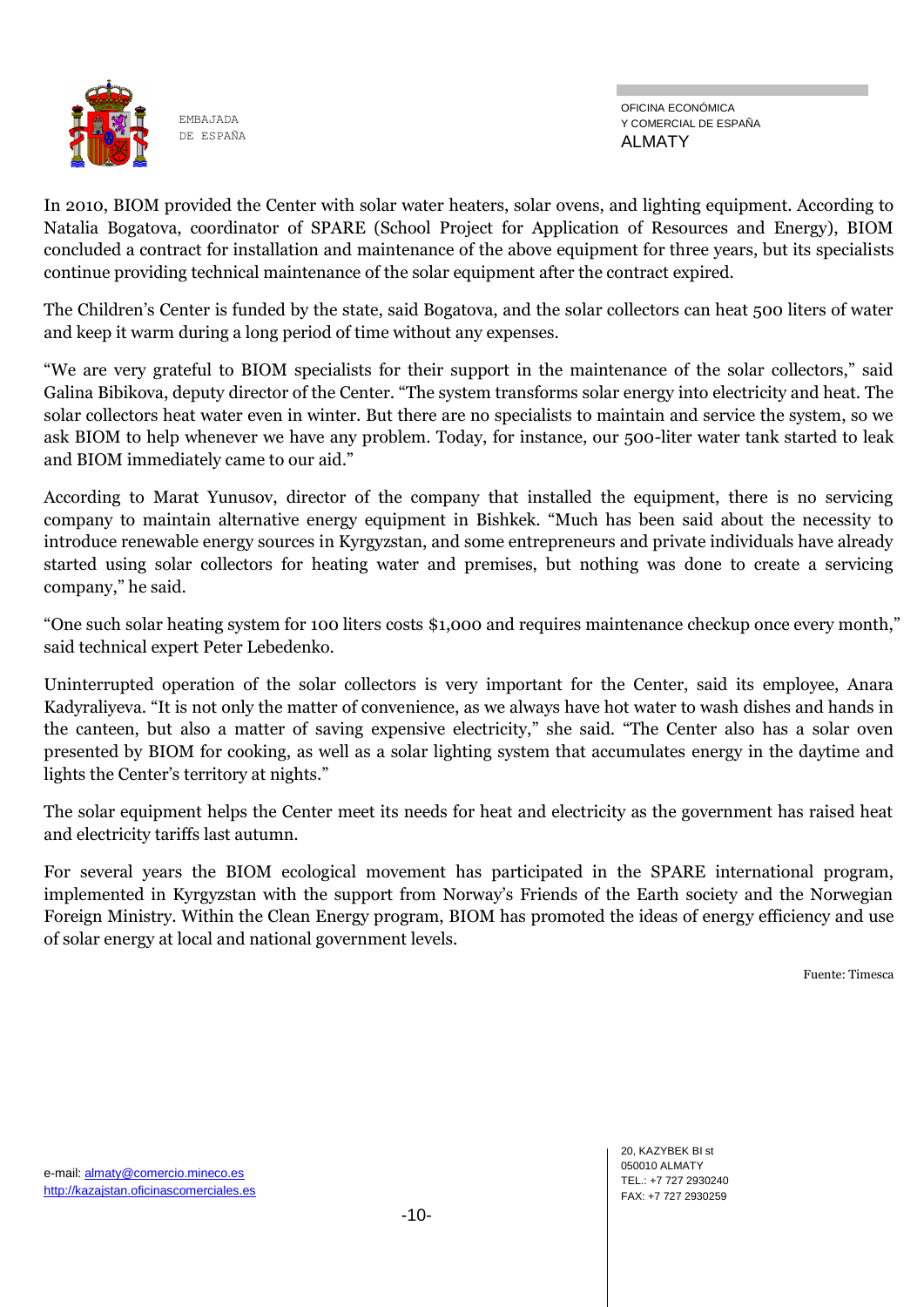In 2010, BIOM provided the Center with solar water heaters, solar ovens, and lighting equipment. According to Natalia Bogatova, coordinator of SPARE (School Project for Application of Resources and Energy), BIOM concluded a contract for installation and maintenance of the above equipment for three years, but its specialists continue providing technical maintenance of the solar equipment after the contract expired.

The Children's Center is funded by the state, said Bogatova, and the solar collectors can heat 500 liters of water and keep it warm during a long period of time without any expenses.

"We are very grateful to BIOM specialists for their support in the maintenance of the solar collectors," said Galina Bibikova, deputy director of the Center. "The system transforms solar energy into electricity and heat. The solar collectors heat water even in winter. But there are no specialists to maintain and service the system, so we ask BIOM to help whenever we have any problem. Today, for instance, our 500-liter water tank started to leak and BIOM immediately came to our aid."

According to Marat Yunusov, director of the company that installed the equipment, there is no servicing company to maintain alternative energy equipment in Bishkek. "Much has been said about the necessity to introduce renewable energy sources in Kyrgyzstan, and some entrepreneurs and private individuals have already started using solar collectors for heating water and premises, but nothing was done to create a servicing company," he said.

"One such solar heating system for 100 liters costs $1,000 and requires maintenance checkup once every month," said technical expert Peter Lebedenko.

Uninterrupted operation of the solar collectors is very important for the Center, said its employee, Anara Kadyraliyeva. "It is not only the matter of convenience, as we always have hot water to wash dishes and hands in the canteen, but also a matter of saving expensive electricity," she said. "The Center also has a solar oven presented by BIOM for cooking, as well as a solar lighting system that accumulates energy in the daytime and lights the Center's territory at nights."

The solar equipment helps the Center meet its needs for heat and electricity as the government has raised heat and electricity tariffs last autumn.

For several years the BIOM ecological movement has participated in the SPARE international program, implemented in Kyrgyzstan with the support from Norway's Friends of the Earth society and the Norwegian Foreign Ministry. Within the Clean Energy program, BIOM has promoted the ideas of energy efficiency and use of solar energy at local and national government levels.

Fuente: Timesca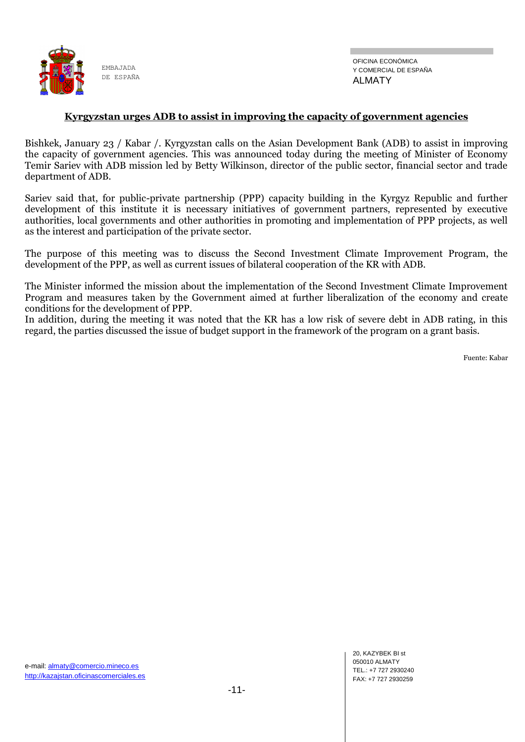## Kyrgyzstan urges ADB to assist in improving the capacity of government agencies

Bishkek, January 23 / Kabar /. Kyrgyzstan calls on the Asian Development Bank (ADB) to assist in improving the capacity of government agencies. This was announced today during the meeting of Minister of Economy Temir Sariev with ADB mission led by Betty Wilkinson, director of the public sector, financial sector and trade department of ADB.

Sariev said that, for public-private partnership (PPP) capacity building in the Kyrgyz Republic and further development of this institute it is necessary initiatives of government partners, represented by executive authorities, local governments and other authorities in promoting and implementation of PPP projects, as well as the interest and participation of the private sector.

The purpose of this meeting was to discuss the Second Investment Climate Improvement Program, the development of the PPP, as well as current issues of bilateral cooperation of the KR with ADB.

The Minister informed the mission about the implementation of the Second Investment Climate Improvement Program and measures taken by the Government aimed at further liberalization of the economy and create conditions for the development of PPP.

In addition, during the meeting it was noted that the KR has a low risk of severe debt in ADB rating, in this regard, the parties discussed the issue of budget support in the framework of the program on a grant basis.

Fuente: Kabar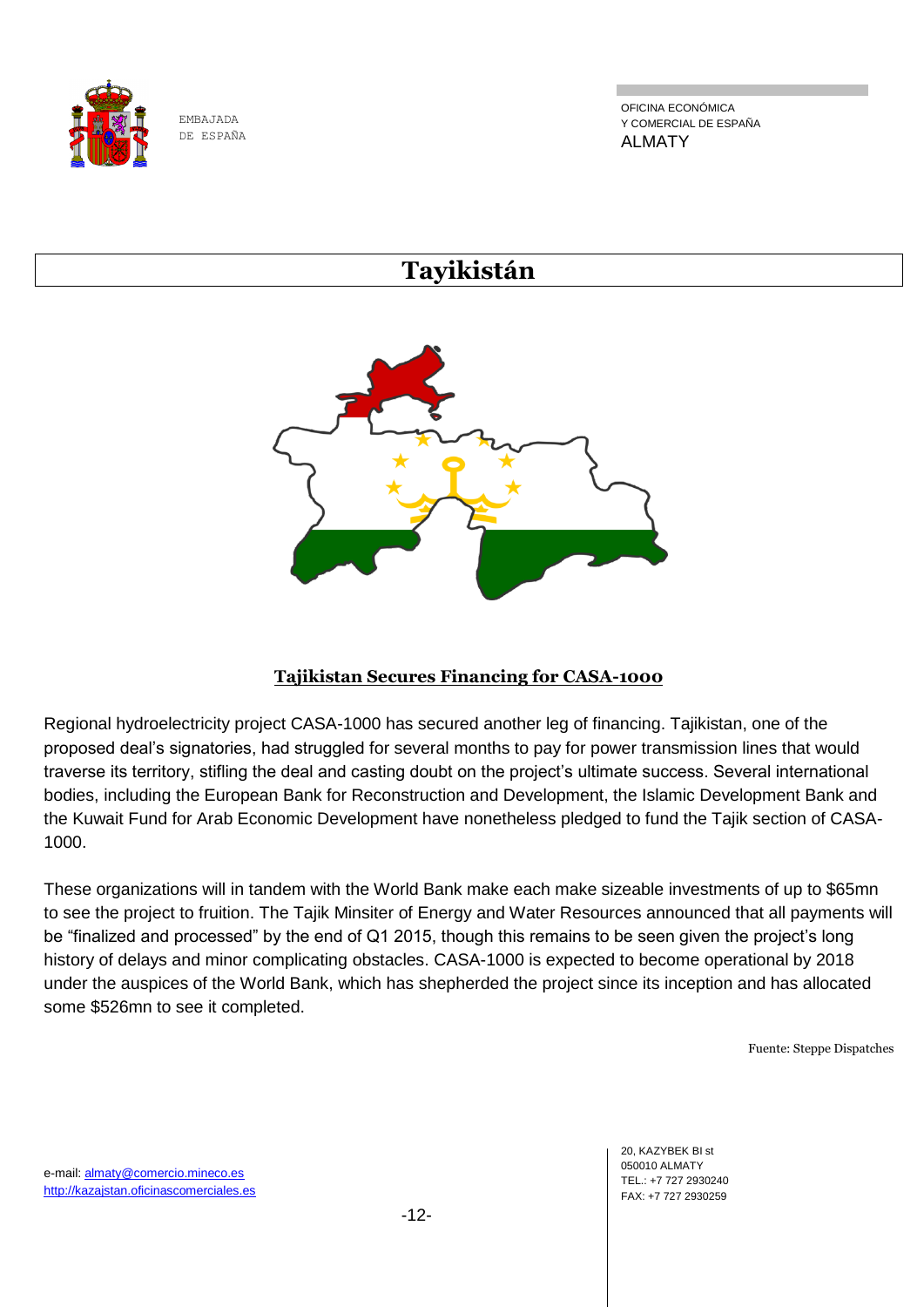# Tayikistán

## Tajikistan Secures Financing for CASA-1000

Regional hydroelectricity project CASA-1000 has secured another leg of financing. Tajikistan, one of the proposed deal's signatories, had struggled for several months to pay for power transmission lines that would traverse its territory, stifling the deal and casting doubt on the project's ultimate success. Several international bodies, including the European Bank for Reconstruction and Development, the Islamic Development Bank and the Kuwait Fund for Arab Economic Development have nonetheless pledged to fund the Tajik section of CASA-1000.

These organizations will in tandem with the World Bank make each make sizeable investments of up to $65mn to see the project to fruition. The Tajik Minsiter of Energy and Water Resources announced that all payments will be "finalized and processed" by the end of Q1 2015, though this remains to be seen given the project's long history of delays and minor complicating obstacles. CASA-1000 is expected to become operational by 2018 under the auspices of the World Bank, which has shepherded the project since its inception and has allocated some $526mn to see it completed.

Fuente: Steppe Dispatches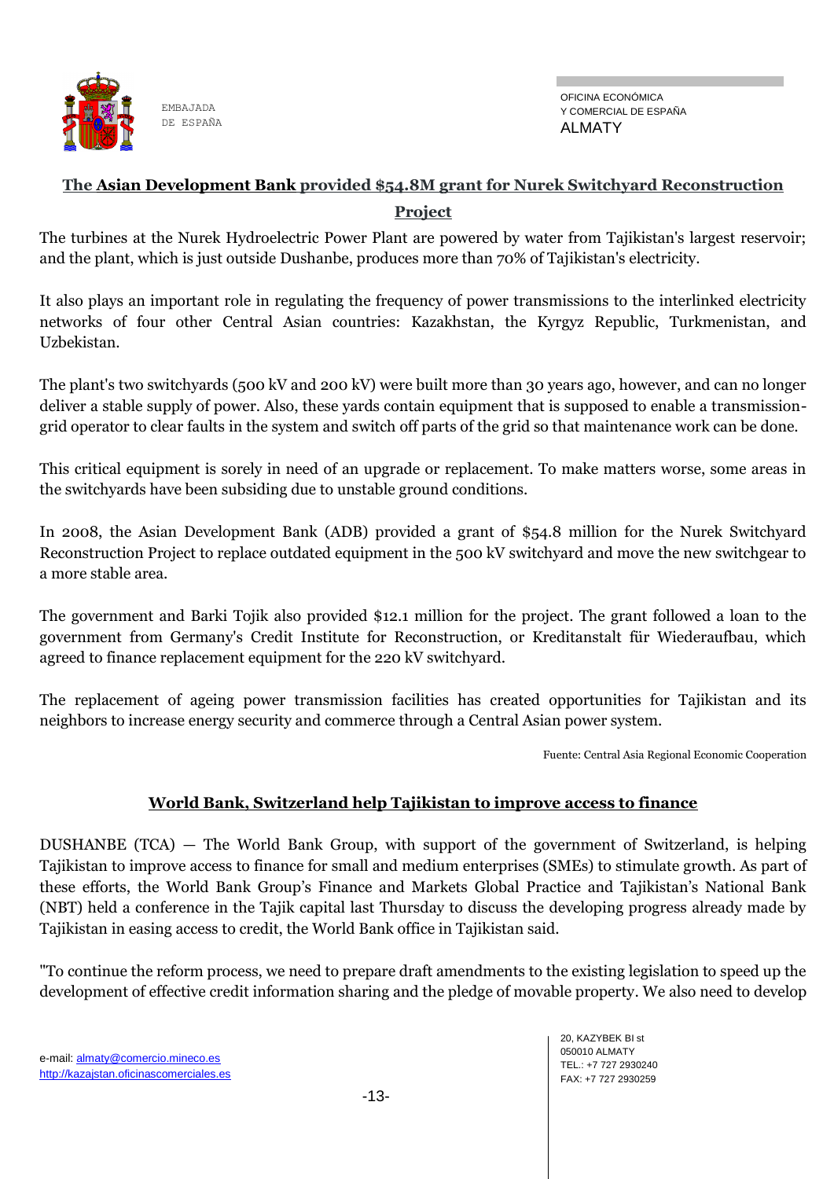## The Asian Development Bank provided $54.8M grant for Nurek Switchyard Reconstruction Project

The turbines at the Nurek Hydroelectric Power Plant are powered by water from Tajikistan's largest reservoir; and the plant, which is just outside Dushanbe, produces more than 70% of Tajikistan's electricity.

It also plays an important role in regulating the frequency of power transmissions to the interlinked electricity networks of four other Central Asian countries: Kazakhstan, the Kyrgyz Republic, Turkmenistan, and Uzbekistan.

The plant's two switchyards (500 kV and 200 kV) were built more than 30 years ago, however, and can no longer deliver a stable supply of power. Also, these yards contain equipment that is supposed to enable a transmission-grid operator to clear faults in the system and switch off parts of the grid so that maintenance work can be done.

This critical equipment is sorely in need of an upgrade or replacement. To make matters worse, some areas in the switchyards have been subsiding due to unstable ground conditions.

In 2008, the Asian Development Bank (ADB) provided a grant of $54.8 million for the Nurek Switchyard Reconstruction Project to replace outdated equipment in the 500 kV switchyard and move the new switchgear to a more stable area.

The government and Barki Tojik also provided $12.1 million for the project. The grant followed a loan to the government from Germany's Credit Institute for Reconstruction, or Kreditanstalt für Wiederaufbau, which agreed to finance replacement equipment for the 220 kV switchyard.

The replacement of ageing power transmission facilities has created opportunities for Tajikistan and its neighbors to increase energy security and commerce through a Central Asian power system.

Fuente: Central Asia Regional Economic Cooperation

## World Bank, Switzerland help Tajikistan to improve access to finance

DUSHANBE (TCA) — The World Bank Group, with support of the government of Switzerland, is helping Tajikistan to improve access to finance for small and medium enterprises (SMEs) to stimulate growth. As part of these efforts, the World Bank Group's Finance and Markets Global Practice and Tajikistan's National Bank (NBT) held a conference in the Tajik capital last Thursday to discuss the developing progress already made by Tajikistan in easing access to credit, the World Bank office in Tajikistan said.

"To continue the reform process, we need to prepare draft amendments to the existing legislation to speed up the development of effective credit information sharing and the pledge of movable property. We also need to develop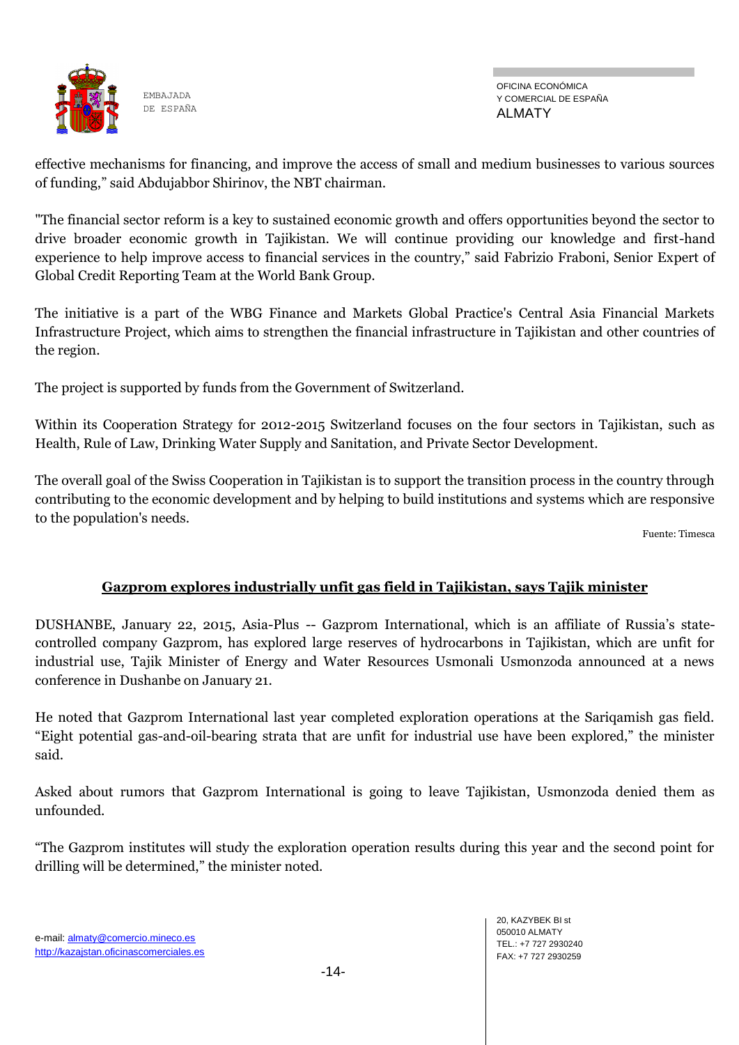effective mechanisms for financing, and improve the access of small and medium businesses to various sources of funding," said Abdujabbor Shirinov, the NBT chairman.

"The financial sector reform is a key to sustained economic growth and offers opportunities beyond the sector to drive broader economic growth in Tajikistan. We will continue providing our knowledge and first-hand experience to help improve access to financial services in the country," said Fabrizio Fraboni, Senior Expert of Global Credit Reporting Team at the World Bank Group.

The initiative is a part of the WBG Finance and Markets Global Practice's Central Asia Financial Markets Infrastructure Project, which aims to strengthen the financial infrastructure in Tajikistan and other countries of the region.

The project is supported by funds from the Government of Switzerland.

Within its Cooperation Strategy for 2012-2015 Switzerland focuses on the four sectors in Tajikistan, such as Health, Rule of Law, Drinking Water Supply and Sanitation, and Private Sector Development.

The overall goal of the Swiss Cooperation in Tajikistan is to support the transition process in the country through contributing to the economic development and by helping to build institutions and systems which are responsive to the population's needs.

Fuente: Timesca

## Gazprom explores industrially unfit gas field in Tajikistan, says Tajik minister

DUSHANBE, January 22, 2015, Asia-Plus -- Gazprom International, which is an affiliate of Russia's state-controlled company Gazprom, has explored large reserves of hydrocarbons in Tajikistan, which are unfit for industrial use, Tajik Minister of Energy and Water Resources Usmonali Usmonzoda announced at a news conference in Dushanbe on January 21.

He noted that Gazprom International last year completed exploration operations at the Sariqamish gas field. "Eight potential gas-and-oil-bearing strata that are unfit for industrial use have been explored," the minister said.

Asked about rumors that Gazprom International is going to leave Tajikistan, Usmonzoda denied them as unfounded.

"The Gazprom institutes will study the exploration operation results during this year and the second point for drilling will be determined," the minister noted.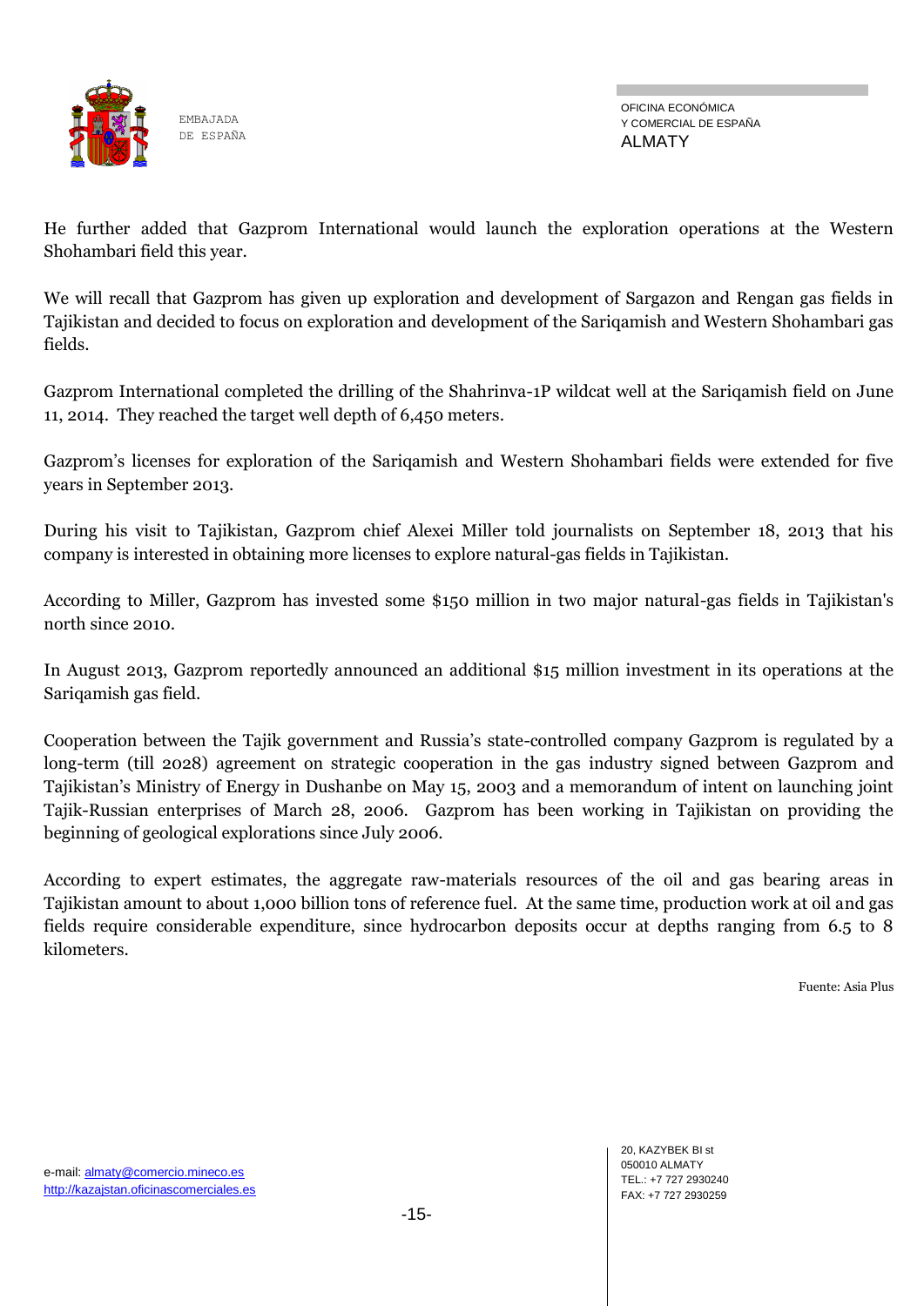He further added that Gazprom International would launch the exploration operations at the Western Shohambari field this year.

We will recall that Gazprom has given up exploration and development of Sargazon and Rengan gas fields in Tajikistan and decided to focus on exploration and development of the Sariqamish and Western Shohambari gas fields.

Gazprom International completed the drilling of the Shahrinva-1P wildcat well at the Sariqamish field on June 11, 2014. They reached the target well depth of 6,450 meters.

Gazprom's licenses for exploration of the Sariqamish and Western Shohambari fields were extended for five years in September 2013.

During his visit to Tajikistan, Gazprom chief Alexei Miller told journalists on September 18, 2013 that his company is interested in obtaining more licenses to explore natural-gas fields in Tajikistan.

According to Miller, Gazprom has invested some $150 million in two major natural-gas fields in Tajikistan's north since 2010.

In August 2013, Gazprom reportedly announced an additional $15 million investment in its operations at the Sariqamish gas field.

Cooperation between the Tajik government and Russia's state-controlled company Gazprom is regulated by a long-term (till 2028) agreement on strategic cooperation in the gas industry signed between Gazprom and Tajikistan's Ministry of Energy in Dushanbe on May 15, 2003 and a memorandum of intent on launching joint Tajik-Russian enterprises of March 28, 2006. Gazprom has been working in Tajikistan on providing the beginning of geological explorations since July 2006.

According to expert estimates, the aggregate raw-materials resources of the oil and gas bearing areas in Tajikistan amount to about 1,000 billion tons of reference fuel. At the same time, production work at oil and gas fields require considerable expenditure, since hydrocarbon deposits occur at depths ranging from 6.5 to 8 kilometers.

Fuente: Asia Plus